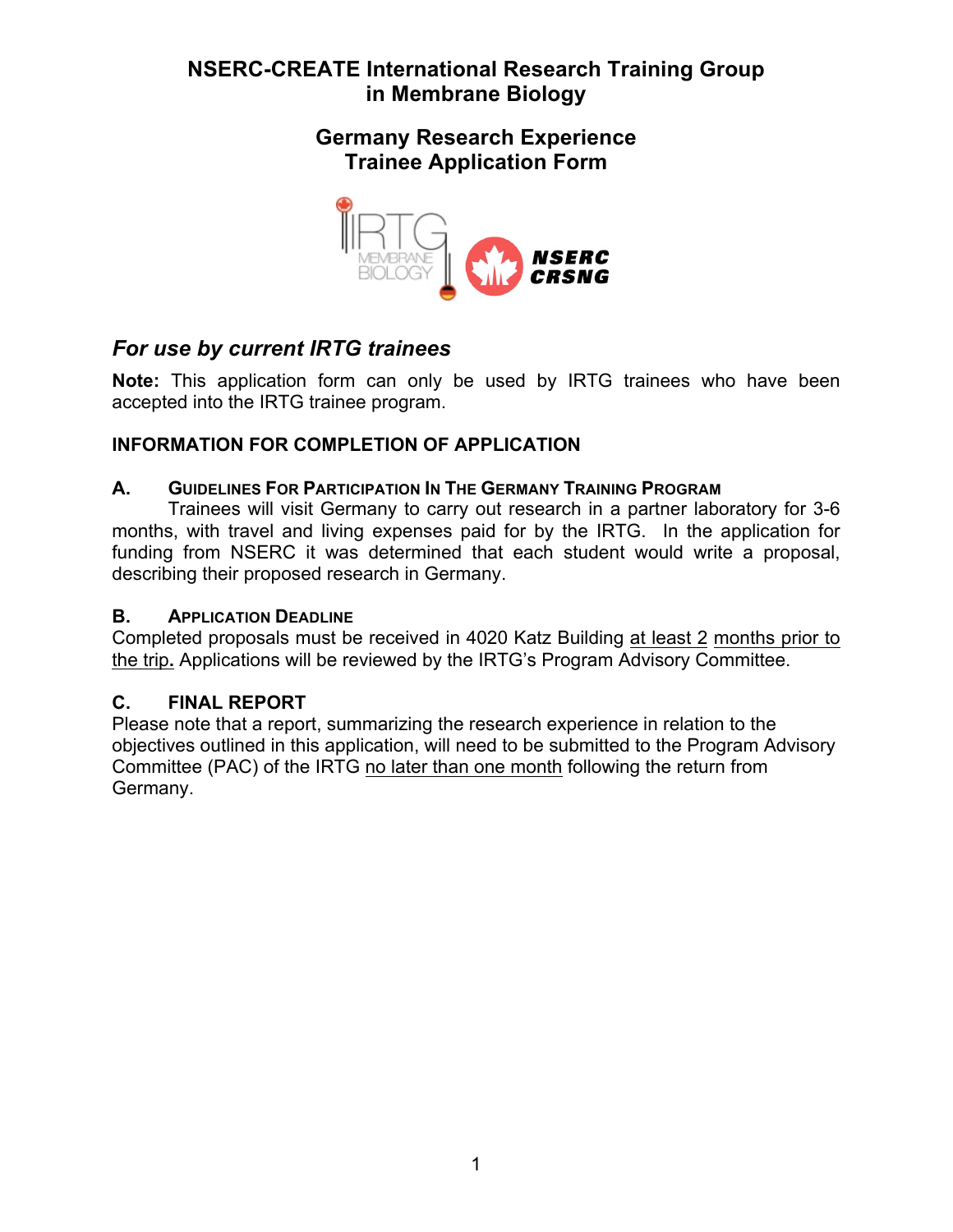# NSERC-CREATE International Research Training Group in Membrane Biology

## Germany Research Experience
## Trainee Application Form

### *For use by current IRTG trainees*

**Note:** This application form can only be used by IRTG trainees who have been accepted into the IRTG trainee program.

### INFORMATION FOR COMPLETION OF APPLICATION

#### A. GUIDELINES FOR PARTICIPATION IN THE GERMANY TRAINING PROGRAM

Trainees will visit Germany to carry out research in a partner laboratory for 3-6 months, with travel and living expenses paid for by the IRTG. In the application for funding from NSERC it was determined that each student would write a proposal, describing their proposed research in Germany.

#### B. APPLICATION DEADLINE

Completed proposals must be received in 4020 Katz Building at least 2 months prior to the trip. Applications will be reviewed by the IRTG's Program Advisory Committee.

#### C. FINAL REPORT

Please note that a report, summarizing the research experience in relation to the objectives outlined in this application, will need to be submitted to the Program Advisory Committee (PAC) of the IRTG no later than one month following the return from Germany.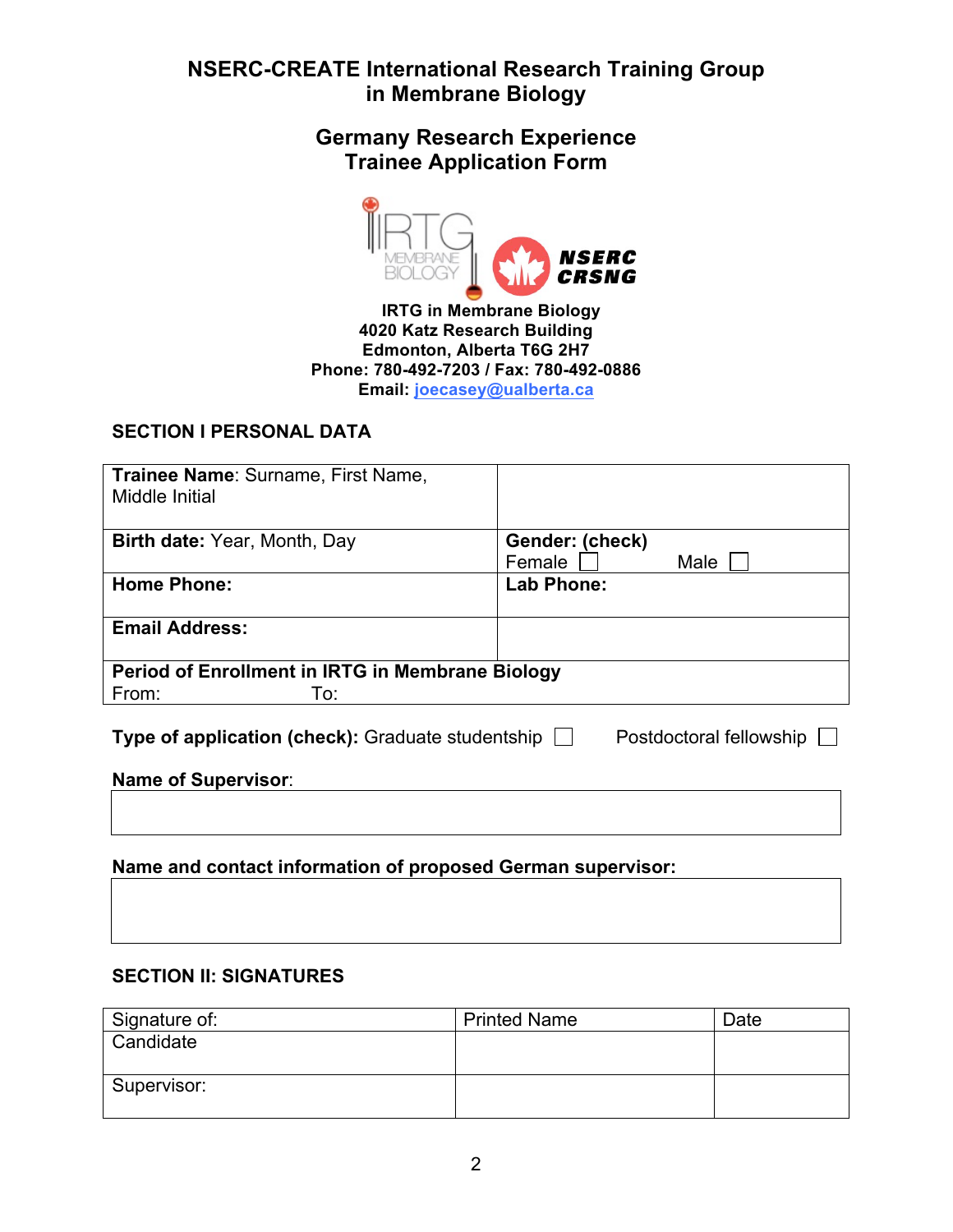# NSERC-CREATE International Research Training Group in Membrane Biology

## Germany Research Experience Trainee Application Form

**IRTG in Membrane Biology**
**4020 Katz Research Building**
**Edmonton, Alberta T6G 2H7**
**Phone: 780-492-7203 / Fax: 780-492-0886**
**Email: joecasey@ualberta.ca**

### SECTION I PERSONAL DATA

| **Trainee Name**: Surname, First Name, Middle Initial | |
|---|---|
| **Birth date:** Year, Month, Day | **Gender: (check)** Female ☐ Male ☐ |
| **Home Phone:** | **Lab Phone:** |
| **Email Address:** | |
| **Period of Enrollment in IRTG in Membrane Biology** From: To: | |

**Type of application (check):** Graduate studentship ☐ Postdoctoral fellowship ☐

**Name of Supervisor**:

| |
|---|
| |

**Name and contact information of proposed German supervisor:**

| |
|---|
| |

### SECTION II: SIGNATURES

| Signature of: | Printed Name | Date |
|---|---|---|
| Candidate | | |
| Supervisor: | | |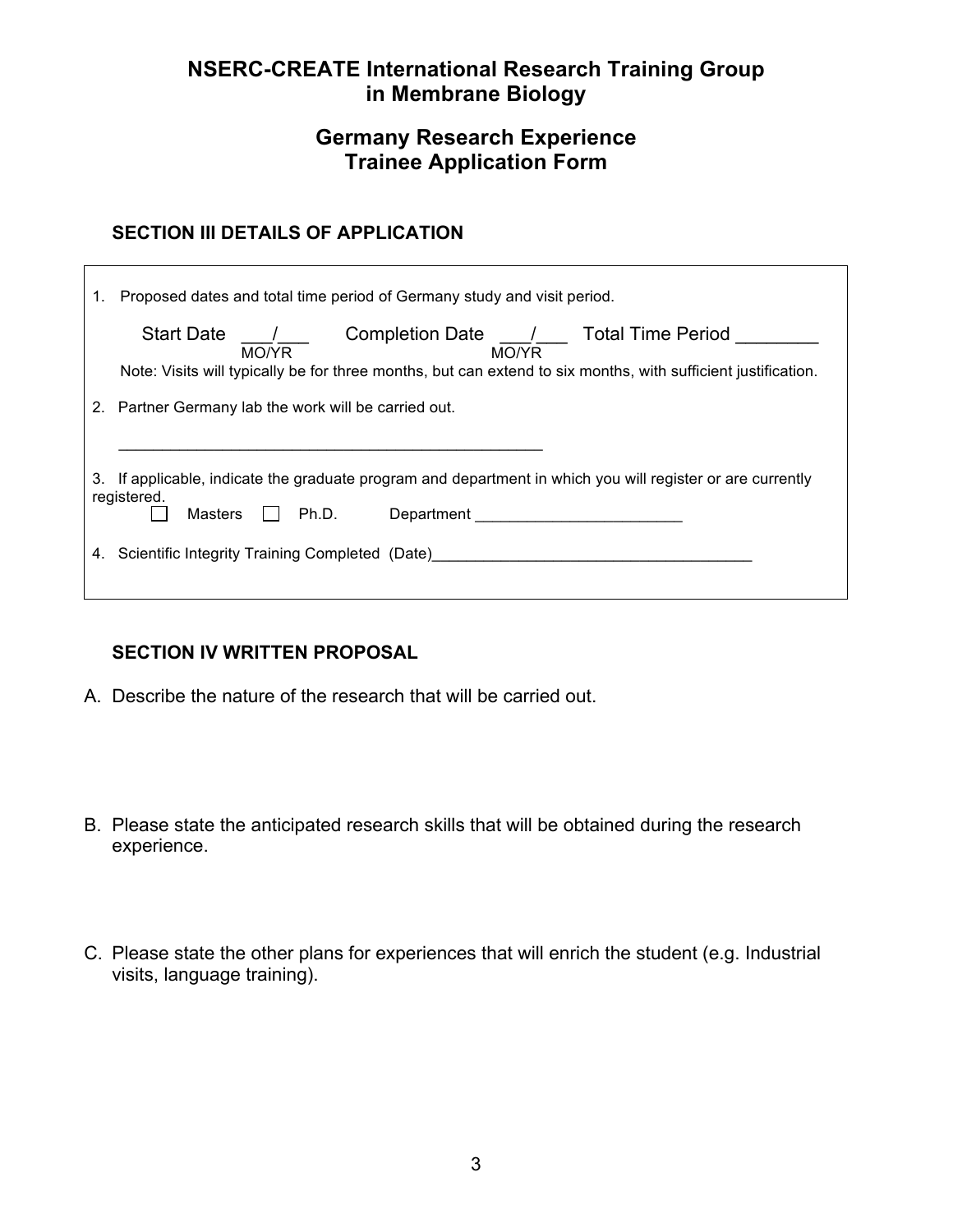# NSERC-CREATE International Research Training Group in Membrane Biology

## Germany Research Experience Trainee Application Form

### SECTION III DETAILS OF APPLICATION

1. Proposed dates and total time period of Germany study and visit period.

   Start Date ___/___ (MO/YR)  Completion Date ___/___ (MO/YR)  Total Time Period ________

   Note: Visits will typically be for three months, but can extend to six months, with sufficient justification.

2. Partner Germany lab the work will be carried out.

   ________________________________________________

3. If applicable, indicate the graduate program and department in which you will register or are currently registered.

   ☐ Masters ☐ Ph.D. Department ________________________

4. Scientific Integrity Training Completed (Date)_____________________________________

### SECTION IV WRITTEN PROPOSAL

A. Describe the nature of the research that will be carried out.

B. Please state the anticipated research skills that will be obtained during the research experience.

C. Please state the other plans for experiences that will enrich the student (e.g. Industrial visits, language training).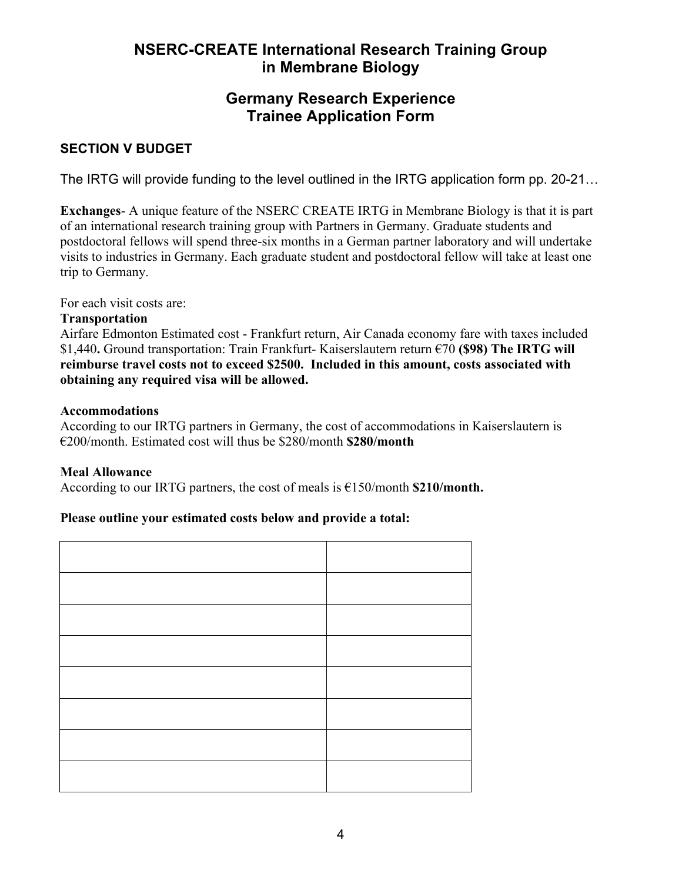# NSERC-CREATE International Research Training Group in Membrane Biology

## Germany Research Experience Trainee Application Form

### SECTION V BUDGET

The IRTG will provide funding to the level outlined in the IRTG application form pp. 20-21…

**Exchanges**- A unique feature of the NSERC CREATE IRTG in Membrane Biology is that it is part of an international research training group with Partners in Germany. Graduate students and postdoctoral fellows will spend three-six months in a German partner laboratory and will undertake visits to industries in Germany. Each graduate student and postdoctoral fellow will take at least one trip to Germany.

For each visit costs are:

**Transportation**

Airfare Edmonton Estimated cost - Frankfurt return, Air Canada economy fare with taxes included $1,440**.** Ground transportation: Train Frankfurt- Kaiserslautern return €70 **($98) The IRTG will reimburse travel costs not to exceed $2500. Included in this amount, costs associated with obtaining any required visa will be allowed.**

**Accommodations**

According to our IRTG partners in Germany, the cost of accommodations in Kaiserslautern is €200/month. Estimated cost will thus be $280/month **$280/month**

**Meal Allowance**

According to our IRTG partners, the cost of meals is €150/month **$210/month.**

**Please outline your estimated costs below and provide a total:**

| | |
|---|---|
| | |
| | |
| | |
| | |
| | |
| | |
| | |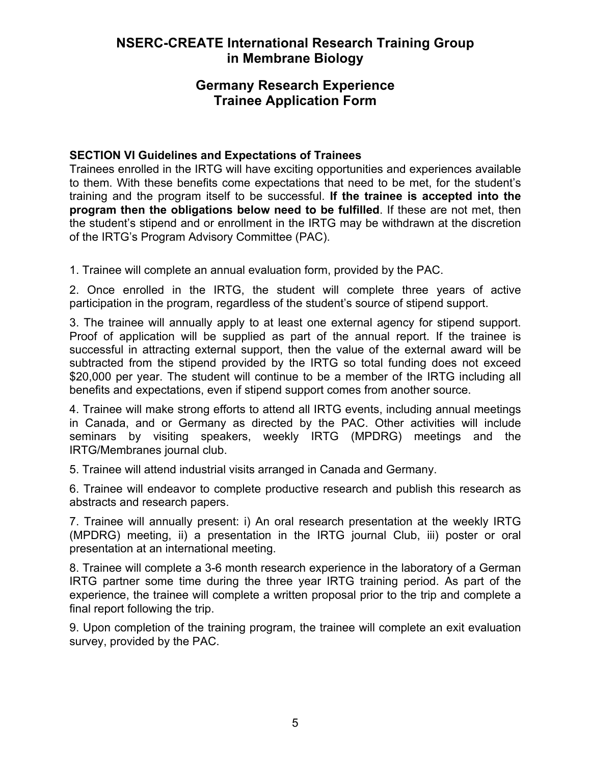# NSERC-CREATE International Research Training Group in Membrane Biology

## Germany Research Experience Trainee Application Form

### SECTION VI Guidelines and Expectations of Trainees

Trainees enrolled in the IRTG will have exciting opportunities and experiences available to them. With these benefits come expectations that need to be met, for the student's training and the program itself to be successful. **If the trainee is accepted into the program then the obligations below need to be fulfilled**. If these are not met, then the student's stipend and or enrollment in the IRTG may be withdrawn at the discretion of the IRTG's Program Advisory Committee (PAC).

1. Trainee will complete an annual evaluation form, provided by the PAC.

2. Once enrolled in the IRTG, the student will complete three years of active participation in the program, regardless of the student's source of stipend support.

3. The trainee will annually apply to at least one external agency for stipend support. Proof of application will be supplied as part of the annual report. If the trainee is successful in attracting external support, then the value of the external award will be subtracted from the stipend provided by the IRTG so total funding does not exceed $20,000 per year. The student will continue to be a member of the IRTG including all benefits and expectations, even if stipend support comes from another source.

4. Trainee will make strong efforts to attend all IRTG events, including annual meetings in Canada, and or Germany as directed by the PAC. Other activities will include seminars by visiting speakers, weekly IRTG (MPDRG) meetings and the IRTG/Membranes journal club.

5. Trainee will attend industrial visits arranged in Canada and Germany.

6. Trainee will endeavor to complete productive research and publish this research as abstracts and research papers.

7. Trainee will annually present: i) An oral research presentation at the weekly IRTG (MPDRG) meeting, ii) a presentation in the IRTG journal Club, iii) poster or oral presentation at an international meeting.

8. Trainee will complete a 3-6 month research experience in the laboratory of a German IRTG partner some time during the three year IRTG training period. As part of the experience, the trainee will complete a written proposal prior to the trip and complete a final report following the trip.

9. Upon completion of the training program, the trainee will complete an exit evaluation survey, provided by the PAC.